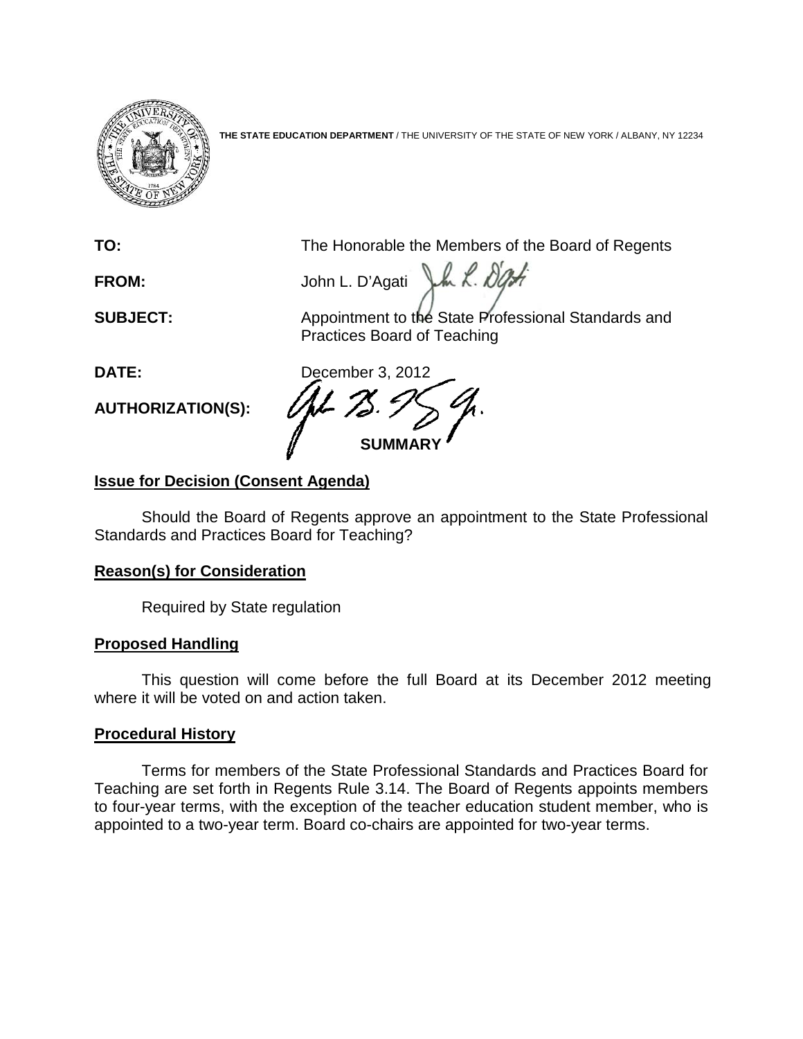**THE STATE EDUCATION DEPARTMENT** / THE UNIVERSITY OF THE STATE OF NEW YORK / ALBANY, NY 12234

| | |
|---|---|
| **TO:** | The Honorable the Members of the Board of Regents |
| **FROM:** | John L. D'Agati |
| **SUBJECT:** | Appointment to the State Professional Standards and Practices Board of Teaching |
| **DATE:** | December 3, 2012 |
| **AUTHORIZATION(S):** | |

## SUMMARY

### Issue for Decision (Consent Agenda)

Should the Board of Regents approve an appointment to the State Professional Standards and Practices Board for Teaching?

### Reason(s) for Consideration

Required by State regulation

### Proposed Handling

This question will come before the full Board at its December 2012 meeting where it will be voted on and action taken.

### Procedural History

Terms for members of the State Professional Standards and Practices Board for Teaching are set forth in Regents Rule 3.14. The Board of Regents appoints members to four-year terms, with the exception of the teacher education student member, who is appointed to a two-year term. Board co-chairs are appointed for two-year terms.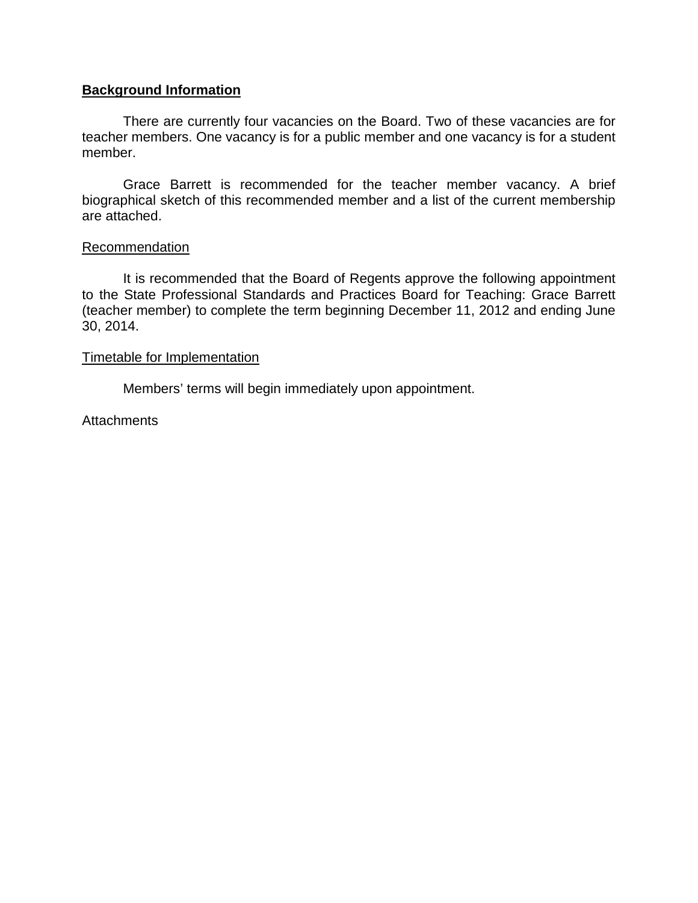**Background Information**

There are currently four vacancies on the Board. Two of these vacancies are for teacher members. One vacancy is for a public member and one vacancy is for a student member.

Grace Barrett is recommended for the teacher member vacancy. A brief biographical sketch of this recommended member and a list of the current membership are attached.

Recommendation

It is recommended that the Board of Regents approve the following appointment to the State Professional Standards and Practices Board for Teaching: Grace Barrett (teacher member) to complete the term beginning December 11, 2012 and ending June 30, 2014.

Timetable for Implementation

Members' terms will begin immediately upon appointment.

Attachments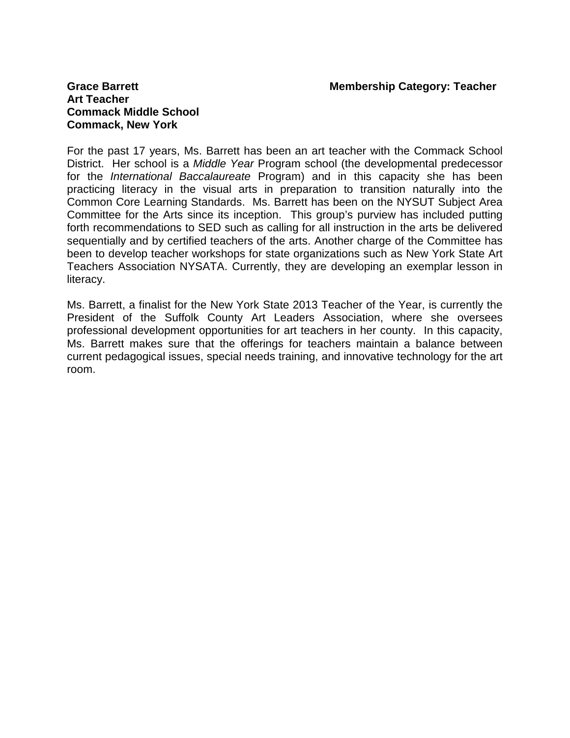**Grace Barrett** **Membership Category: Teacher**
**Art Teacher**
**Commack Middle School**
**Commack, New York**

For the past 17 years, Ms. Barrett has been an art teacher with the Commack School District. Her school is a *Middle Year* Program school (the developmental predecessor for the *International Baccalaureate* Program) and in this capacity she has been practicing literacy in the visual arts in preparation to transition naturally into the Common Core Learning Standards. Ms. Barrett has been on the NYSUT Subject Area Committee for the Arts since its inception. This group's purview has included putting forth recommendations to SED such as calling for all instruction in the arts be delivered sequentially and by certified teachers of the arts. Another charge of the Committee has been to develop teacher workshops for state organizations such as New York State Art Teachers Association NYSATA. Currently, they are developing an exemplar lesson in literacy.

Ms. Barrett, a finalist for the New York State 2013 Teacher of the Year, is currently the President of the Suffolk County Art Leaders Association, where she oversees professional development opportunities for art teachers in her county. In this capacity, Ms. Barrett makes sure that the offerings for teachers maintain a balance between current pedagogical issues, special needs training, and innovative technology for the art room.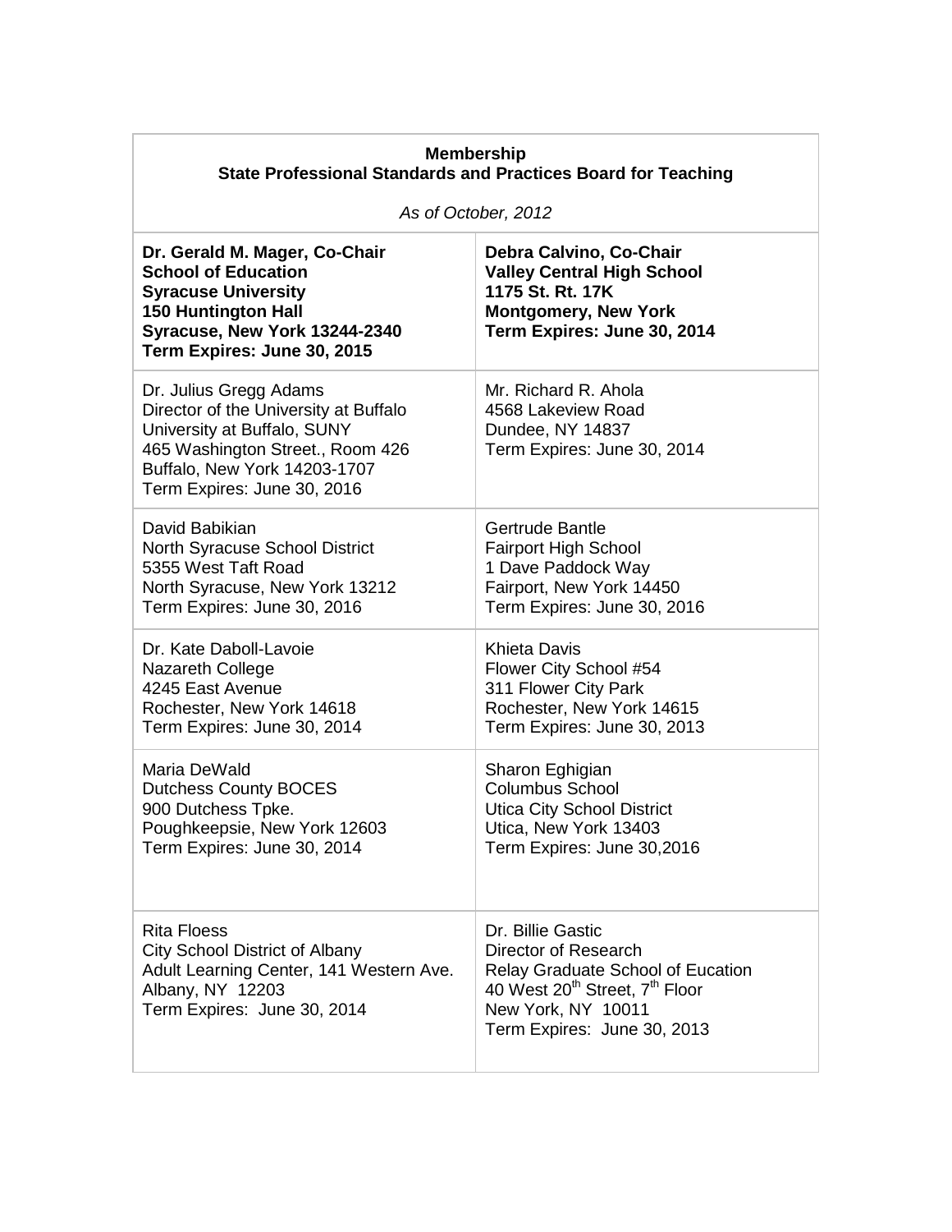**Membership**
**State Professional Standards and Practices Board for Teaching**

*As of October, 2012*

| | |
|---|---|
| **Dr. Gerald M. Mager, Co-Chair**<br>**School of Education**<br>**Syracuse University**<br>**150 Huntington Hall**<br>**Syracuse, New York 13244-2340**<br>**Term Expires: June 30, 2015** | **Debra Calvino, Co-Chair**<br>**Valley Central High School**<br>**1175 St. Rt. 17K**<br>**Montgomery, New York**<br>**Term Expires: June 30, 2014** |
| Dr. Julius Gregg Adams<br>Director of the University at Buffalo<br>University at Buffalo, SUNY<br>465 Washington Street., Room 426<br>Buffalo, New York 14203-1707<br>Term Expires: June 30, 2016 | Mr. Richard R. Ahola<br>4568 Lakeview Road<br>Dundee, NY 14837<br>Term Expires: June 30, 2014 |
| David Babikian<br>North Syracuse School District<br>5355 West Taft Road<br>North Syracuse, New York 13212<br>Term Expires: June 30, 2016 | Gertrude Bantle<br>Fairport High School<br>1 Dave Paddock Way<br>Fairport, New York 14450<br>Term Expires: June 30, 2016 |
| Dr. Kate Daboll-Lavoie<br>Nazareth College<br>4245 East Avenue<br>Rochester, New York 14618<br>Term Expires: June 30, 2014 | Khieta Davis<br>Flower City School #54<br>311 Flower City Park<br>Rochester, New York 14615<br>Term Expires: June 30, 2013 |
| Maria DeWald<br>Dutchess County BOCES<br>900 Dutchess Tpke.<br>Poughkeepsie, New York 12603<br>Term Expires: June 30, 2014 | Sharon Eghigian<br>Columbus School<br>Utica City School District<br>Utica, New York 13403<br>Term Expires: June 30,2016 |
| Rita Floess<br>City School District of Albany<br>Adult Learning Center, 141 Western Ave.<br>Albany, NY 12203<br>Term Expires: June 30, 2014 | Dr. Billie Gastic<br>Director of Research<br>Relay Graduate School of Eucation<br>40 West 20th Street, 7th Floor<br>New York, NY 10011<br>Term Expires: June 30, 2013 |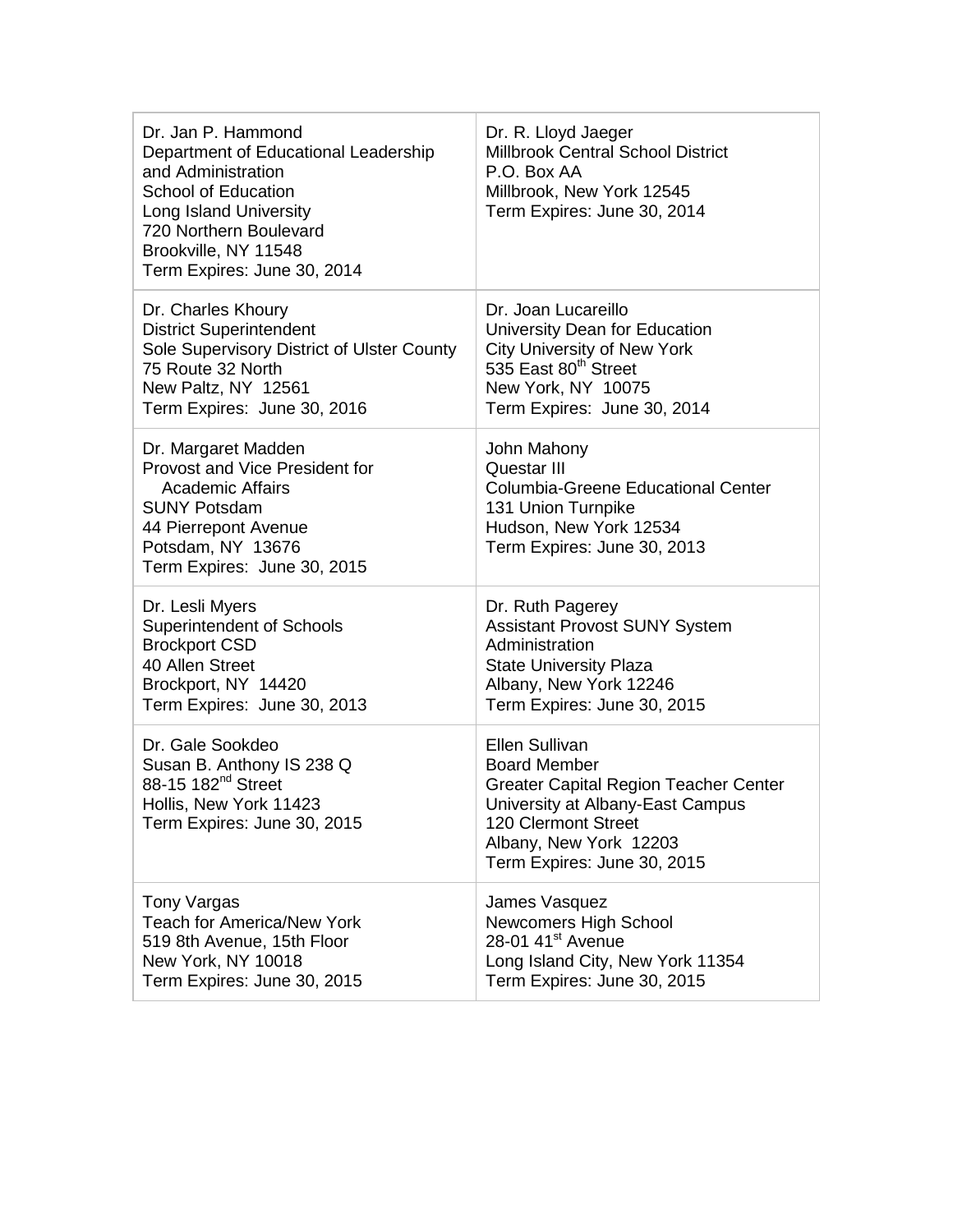| | |
|---|---|
| Dr. Jan P. Hammond<br>Department of Educational Leadership and Administration<br>School of Education<br>Long Island University<br>720 Northern Boulevard<br>Brookville, NY 11548<br>Term Expires: June 30, 2014 | Dr. R. Lloyd Jaeger<br>Millbrook Central School District<br>P.O. Box AA<br>Millbrook, New York 12545<br>Term Expires: June 30, 2014 |
| Dr. Charles Khoury<br>District Superintendent<br>Sole Supervisory District of Ulster County<br>75 Route 32 North<br>New Paltz, NY 12561<br>Term Expires: June 30, 2016 | Dr. Joan Lucareillo<br>University Dean for Education<br>City University of New York<br>535 East 80th Street<br>New York, NY 10075<br>Term Expires: June 30, 2014 |
| Dr. Margaret Madden<br>Provost and Vice President for Academic Affairs<br>SUNY Potsdam<br>44 Pierrepont Avenue<br>Potsdam, NY 13676<br>Term Expires: June 30, 2015 | John Mahony<br>Questar III<br>Columbia-Greene Educational Center<br>131 Union Turnpike<br>Hudson, New York 12534<br>Term Expires: June 30, 2013 |
| Dr. Lesli Myers<br>Superintendent of Schools<br>Brockport CSD<br>40 Allen Street<br>Brockport, NY 14420<br>Term Expires: June 30, 2013 | Dr. Ruth Pagerey<br>Assistant Provost SUNY System Administration<br>State University Plaza<br>Albany, New York 12246<br>Term Expires: June 30, 2015 |
| Dr. Gale Sookdeo<br>Susan B. Anthony IS 238 Q<br>88-15 182nd Street<br>Hollis, New York 11423<br>Term Expires: June 30, 2015 | Ellen Sullivan<br>Board Member<br>Greater Capital Region Teacher Center<br>University at Albany-East Campus<br>120 Clermont Street<br>Albany, New York 12203<br>Term Expires: June 30, 2015 |
| Tony Vargas<br>Teach for America/New York<br>519 8th Avenue, 15th Floor<br>New York, NY 10018<br>Term Expires: June 30, 2015 | James Vasquez<br>Newcomers High School<br>28-01 41st Avenue<br>Long Island City, New York 11354<br>Term Expires: June 30, 2015 |